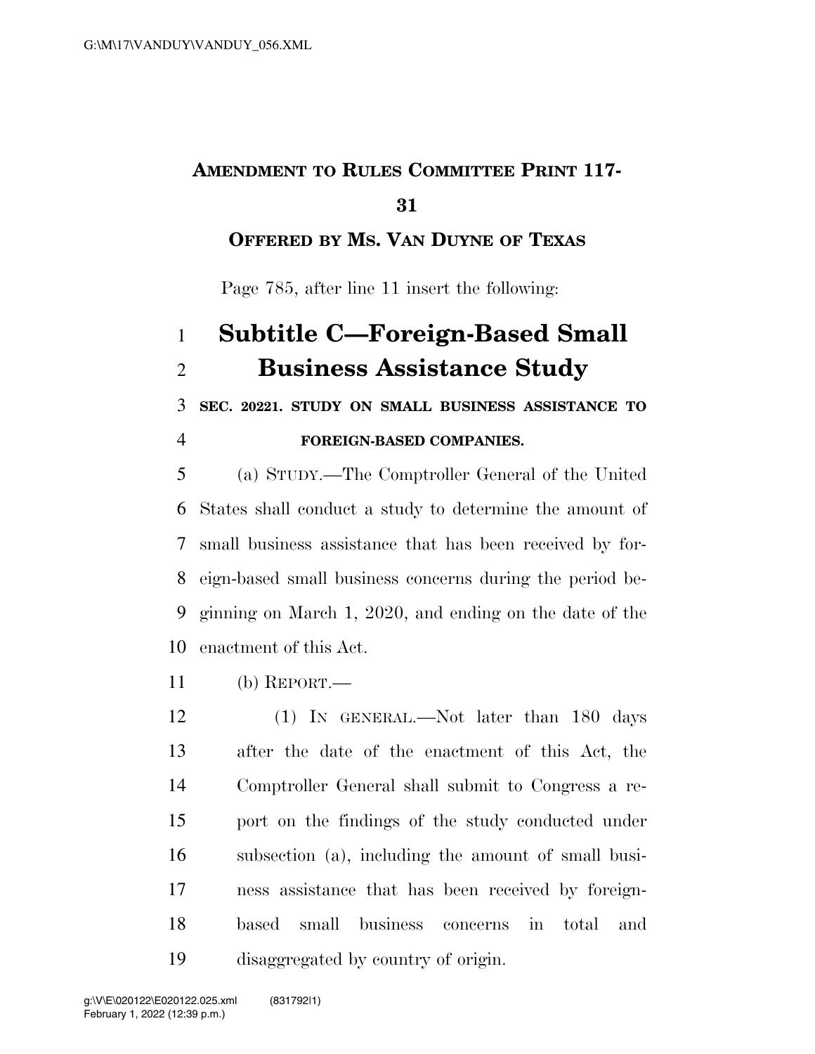# AMENDMENT TO RULES COMMITTEE PRINT 117-31

## OFFERED BY MS. VAN DUYNE OF TEXAS

Page 785, after line 11 insert the following:

# Subtitle C—Foreign-Based Small Business Assistance Study

**SEC. 20221. STUDY ON SMALL BUSINESS ASSISTANCE TO FOREIGN-BASED COMPANIES.**

(a) STUDY.—The Comptroller General of the United States shall conduct a study to determine the amount of small business assistance that has been received by foreign-based small business concerns during the period beginning on March 1, 2020, and ending on the date of the enactment of this Act.

(b) REPORT.—

(1) IN GENERAL.—Not later than 180 days after the date of the enactment of this Act, the Comptroller General shall submit to Congress a report on the findings of the study conducted under subsection (a), including the amount of small business assistance that has been received by foreign-based small business concerns in total and disaggregated by country of origin.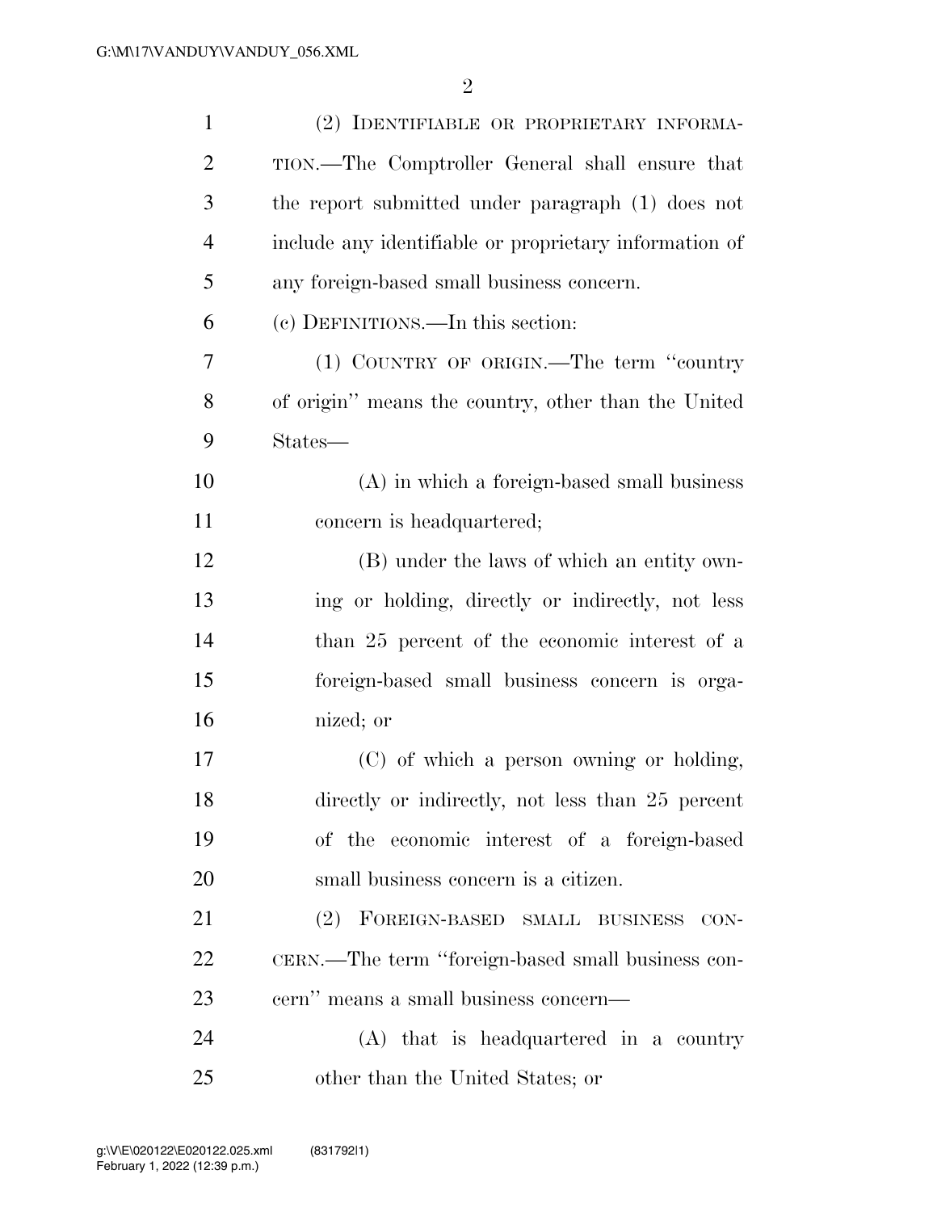(2) IDENTIFIABLE OR PROPRIETARY INFORMATION.—The Comptroller General shall ensure that the report submitted under paragraph (1) does not include any identifiable or proprietary information of any foreign-based small business concern.

(c) DEFINITIONS.—In this section:

(1) COUNTRY OF ORIGIN.—The term "country of origin" means the country, other than the United States—

(A) in which a foreign-based small business concern is headquartered;

(B) under the laws of which an entity owning or holding, directly or indirectly, not less than 25 percent of the economic interest of a foreign-based small business concern is organized; or

(C) of which a person owning or holding, directly or indirectly, not less than 25 percent of the economic interest of a foreign-based small business concern is a citizen.

(2) FOREIGN-BASED SMALL BUSINESS CONCERN.—The term "foreign-based small business concern" means a small business concern—

(A) that is headquartered in a country other than the United States; or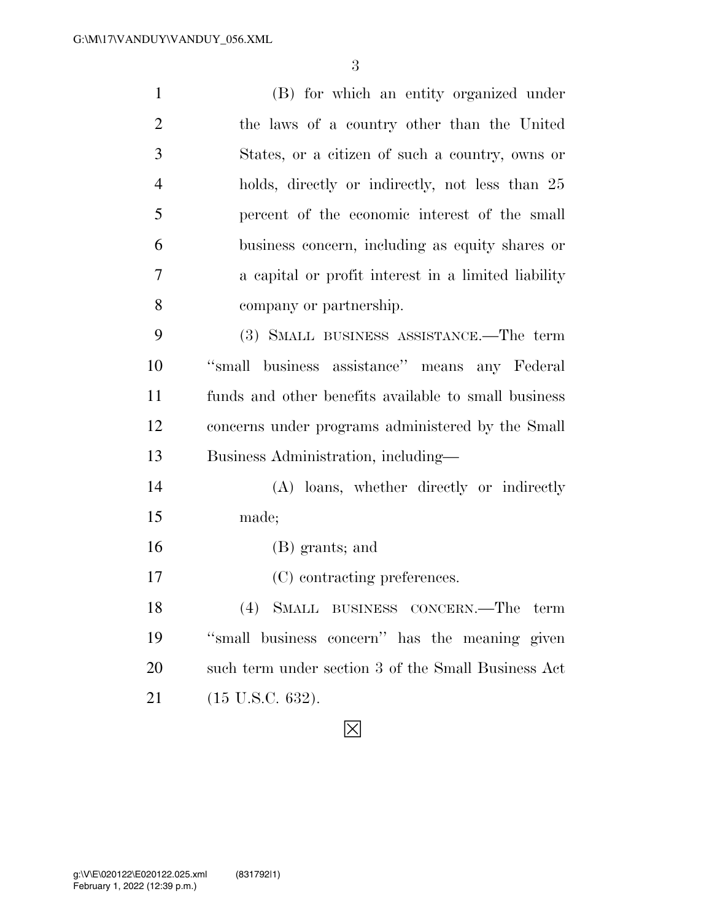(B) for which an entity organized under the laws of a country other than the United States, or a citizen of such a country, owns or holds, directly or indirectly, not less than 25 percent of the economic interest of the small business concern, including as equity shares or a capital or profit interest in a limited liability company or partnership.

(3) SMALL BUSINESS ASSISTANCE.—The term ''small business assistance'' means any Federal funds and other benefits available to small business concerns under programs administered by the Small Business Administration, including—

(A) loans, whether directly or indirectly made;

(B) grants; and

(C) contracting preferences.

(4) SMALL BUSINESS CONCERN.—The term ''small business concern'' has the meaning given such term under section 3 of the Small Business Act (15 U.S.C. 632).